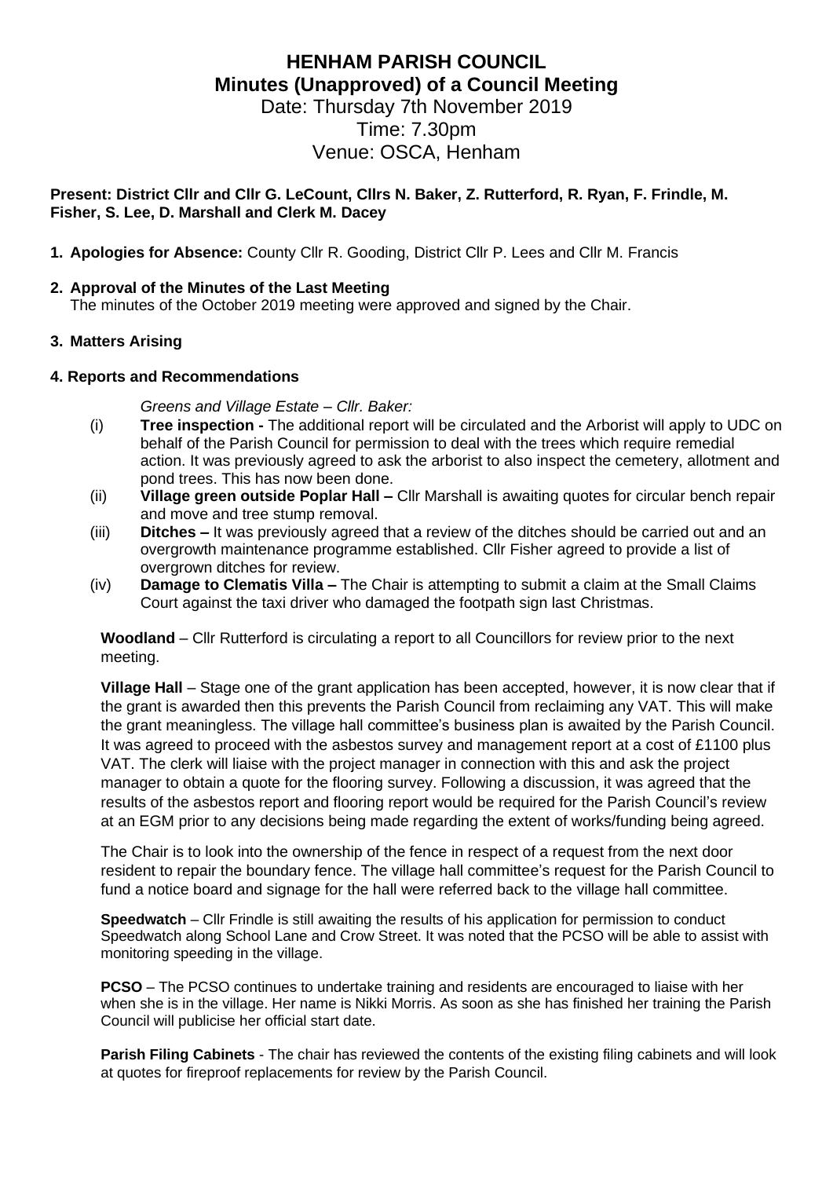# HENHAM PARISH COUNCIL
## Minutes (Unapproved) of a Council Meeting

Date: Thursday 7th November 2019
Time: 7.30pm
Venue: OSCA, Henham

**Present: District Cllr and Cllr G. LeCount, Cllrs N. Baker, Z. Rutterford, R. Ryan, F. Frindle, M. Fisher, S. Lee, D. Marshall and Clerk M. Dacey**

1. **Apologies for Absence:** County Cllr R. Gooding, District Cllr P. Lees and Cllr M. Francis

2. **Approval of the Minutes of the Last Meeting**
   The minutes of the October 2019 meeting were approved and signed by the Chair.

3. **Matters Arising**

**4. Reports and Recommendations**

*Greens and Village Estate – Cllr. Baker:*

(i) **Tree inspection -** The additional report will be circulated and the Arborist will apply to UDC on behalf of the Parish Council for permission to deal with the trees which require remedial action. It was previously agreed to ask the arborist to also inspect the cemetery, allotment and pond trees. This has now been done.

(ii) **Village green outside Poplar Hall –** Cllr Marshall is awaiting quotes for circular bench repair and move and tree stump removal.

(iii) **Ditches –** It was previously agreed that a review of the ditches should be carried out and an overgrowth maintenance programme established. Cllr Fisher agreed to provide a list of overgrown ditches for review.

(iv) **Damage to Clematis Villa –** The Chair is attempting to submit a claim at the Small Claims Court against the taxi driver who damaged the footpath sign last Christmas.

**Woodland** – Cllr Rutterford is circulating a report to all Councillors for review prior to the next meeting.

**Village Hall** – Stage one of the grant application has been accepted, however, it is now clear that if the grant is awarded then this prevents the Parish Council from reclaiming any VAT. This will make the grant meaningless. The village hall committee's business plan is awaited by the Parish Council. It was agreed to proceed with the asbestos survey and management report at a cost of £1100 plus VAT. The clerk will liaise with the project manager in connection with this and ask the project manager to obtain a quote for the flooring survey. Following a discussion, it was agreed that the results of the asbestos report and flooring report would be required for the Parish Council's review at an EGM prior to any decisions being made regarding the extent of works/funding being agreed.

The Chair is to look into the ownership of the fence in respect of a request from the next door resident to repair the boundary fence. The village hall committee's request for the Parish Council to fund a notice board and signage for the hall were referred back to the village hall committee.

**Speedwatch** – Cllr Frindle is still awaiting the results of his application for permission to conduct Speedwatch along School Lane and Crow Street. It was noted that the PCSO will be able to assist with monitoring speeding in the village.

**PCSO** – The PCSO continues to undertake training and residents are encouraged to liaise with her when she is in the village. Her name is Nikki Morris. As soon as she has finished her training the Parish Council will publicise her official start date.

**Parish Filing Cabinets** - The chair has reviewed the contents of the existing filing cabinets and will look at quotes for fireproof replacements for review by the Parish Council.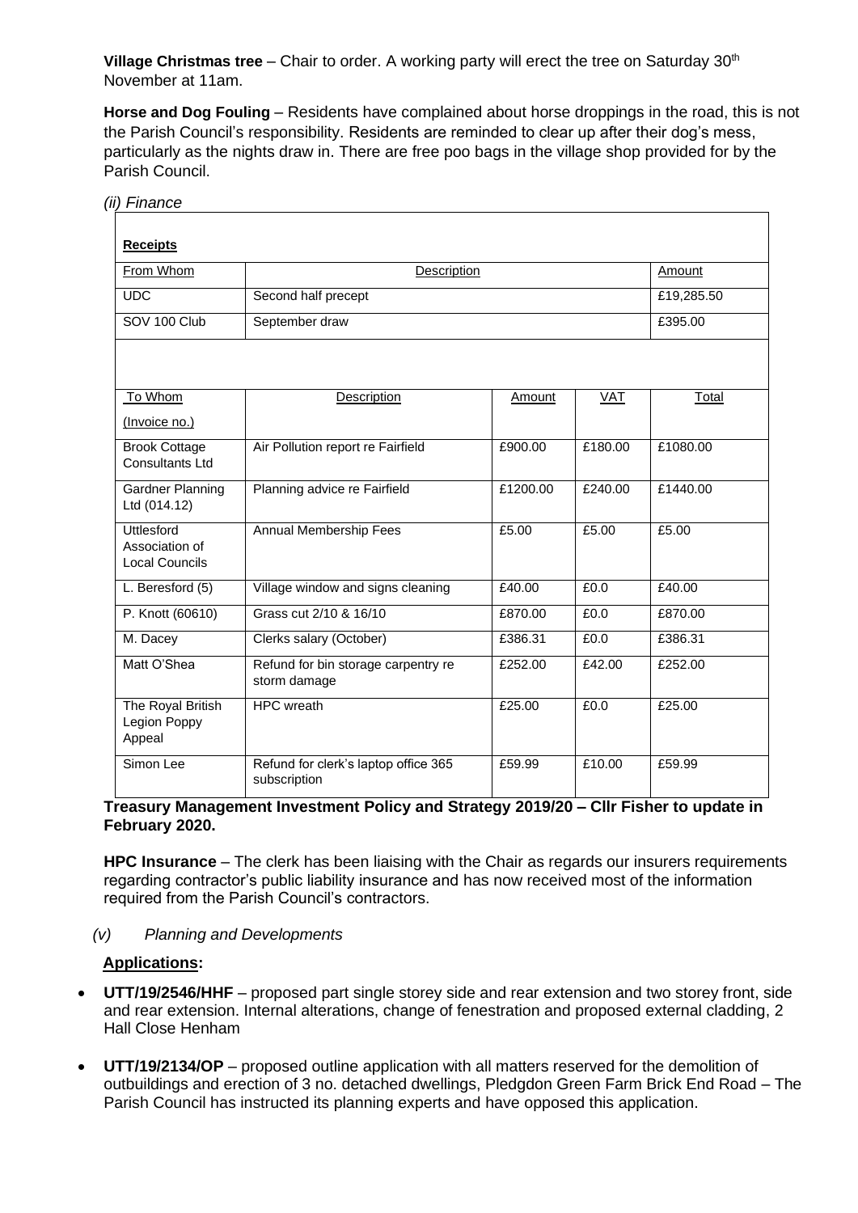**Village Christmas tree** – Chair to order. A working party will erect the tree on Saturday 30th November at 11am.

**Horse and Dog Fouling** – Residents have complained about horse droppings in the road, this is not the Parish Council's responsibility. Residents are reminded to clear up after their dog's mess, particularly as the nights draw in. There are free poo bags in the village shop provided for by the Parish Council.

*(ii) Finance*

| **Receipts** | | | | |
|---|---|---|---|---|
| From Whom | Description | | | Amount |
| UDC | Second half precept | | | £19,285.50 |
| SOV 100 Club | September draw | | | £395.00 |
| | | | | |
| To Whom (Invoice no.) | Description | Amount | VAT | Total |
| Brook Cottage Consultants Ltd | Air Pollution report re Fairfield | £900.00 | £180.00 | £1080.00 |
| Gardner Planning Ltd (014.12) | Planning advice re Fairfield | £1200.00 | £240.00 | £1440.00 |
| Uttlesford Association of Local Councils | Annual Membership Fees | £5.00 | £5.00 | £5.00 |
| L. Beresford (5) | Village window and signs cleaning | £40.00 | £0.0 | £40.00 |
| P. Knott (60610) | Grass cut 2/10 & 16/10 | £870.00 | £0.0 | £870.00 |
| M. Dacey | Clerks salary (October) | £386.31 | £0.0 | £386.31 |
| Matt O'Shea | Refund for bin storage carpentry re storm damage | £252.00 | £42.00 | £252.00 |
| The Royal British Legion Poppy Appeal | HPC wreath | £25.00 | £0.0 | £25.00 |
| Simon Lee | Refund for clerk's laptop office 365 subscription | £59.99 | £10.00 | £59.99 |

**Treasury Management Investment Policy and Strategy 2019/20 – Cllr Fisher to update in February 2020.**

**HPC Insurance** – The clerk has been liaising with the Chair as regards our insurers requirements regarding contractor's public liability insurance and has now received most of the information required from the Parish Council's contractors.

*(v) Planning and Developments*

**Applications:**

- **UTT/19/2546/HHF** – proposed part single storey side and rear extension and two storey front, side and rear extension. Internal alterations, change of fenestration and proposed external cladding, 2 Hall Close Henham
- **UTT/19/2134/OP** – proposed outline application with all matters reserved for the demolition of outbuildings and erection of 3 no. detached dwellings, Pledgdon Green Farm Brick End Road – The Parish Council has instructed its planning experts and have opposed this application.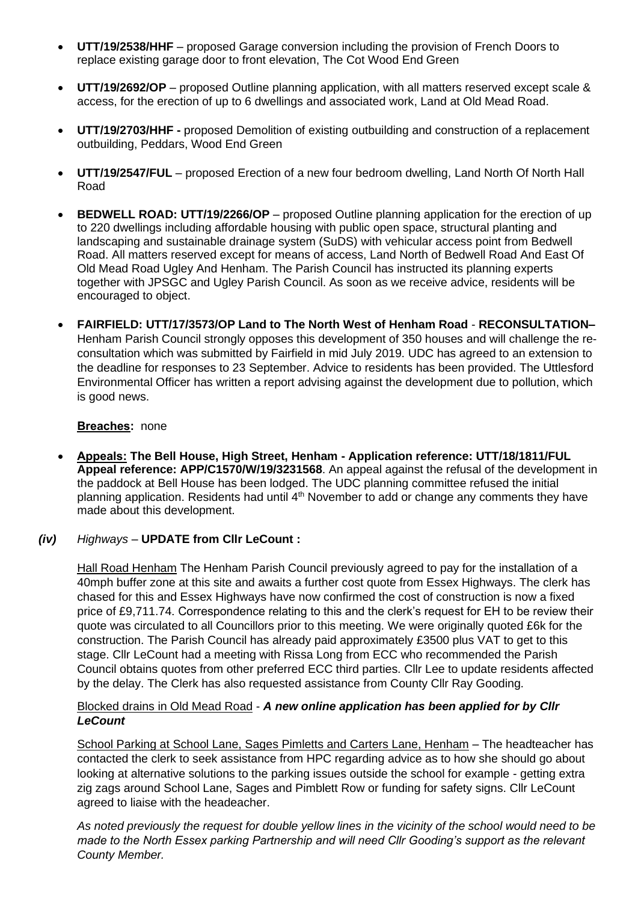- **UTT/19/2538/HHF** – proposed Garage conversion including the provision of French Doors to replace existing garage door to front elevation, The Cot Wood End Green

- **UTT/19/2692/OP** – proposed Outline planning application, with all matters reserved except scale & access, for the erection of up to 6 dwellings and associated work, Land at Old Mead Road.

- **UTT/19/2703/HHF -** proposed Demolition of existing outbuilding and construction of a replacement outbuilding, Peddars, Wood End Green

- **UTT/19/2547/FUL** – proposed Erection of a new four bedroom dwelling, Land North Of North Hall Road

- **BEDWELL ROAD: UTT/19/2266/OP** – proposed Outline planning application for the erection of up to 220 dwellings including affordable housing with public open space, structural planting and landscaping and sustainable drainage system (SuDS) with vehicular access point from Bedwell Road. All matters reserved except for means of access, Land North of Bedwell Road And East Of Old Mead Road Ugley And Henham. The Parish Council has instructed its planning experts together with JPSGC and Ugley Parish Council. As soon as we receive advice, residents will be encouraged to object.

- **FAIRFIELD: UTT/17/3573/OP Land to The North West of Henham Road** - **RECONSULTATION–** Henham Parish Council strongly opposes this development of 350 houses and will challenge the re-consultation which was submitted by Fairfield in mid July 2019. UDC has agreed to an extension to the deadline for responses to 23 September. Advice to residents has been provided. The Uttlesford Environmental Officer has written a report advising against the development due to pollution, which is good news.

**Breaches:** none

- **Appeals: The Bell House, High Street, Henham - Application reference: UTT/18/1811/FUL Appeal reference: APP/C1570/W/19/3231568**. An appeal against the refusal of the development in the paddock at Bell House has been lodged. The UDC planning committee refused the initial planning application. Residents had until 4th November to add or change any comments they have made about this development.

***(iv)*** *Highways* – **UPDATE from Cllr LeCount :**

Hall Road Henham The Henham Parish Council previously agreed to pay for the installation of a 40mph buffer zone at this site and awaits a further cost quote from Essex Highways. The clerk has chased for this and Essex Highways have now confirmed the cost of construction is now a fixed price of £9,711.74. Correspondence relating to this and the clerk's request for EH to be review their quote was circulated to all Councillors prior to this meeting. We were originally quoted £6k for the construction. The Parish Council has already paid approximately £3500 plus VAT to get to this stage. Cllr LeCount had a meeting with Rissa Long from ECC who recommended the Parish Council obtains quotes from other preferred ECC third parties. Cllr Lee to update residents affected by the delay. The Clerk has also requested assistance from County Cllr Ray Gooding.

Blocked drains in Old Mead Road - ***A new online application has been applied for by Cllr LeCount***

School Parking at School Lane, Sages Pimletts and Carters Lane, Henham – The headteacher has contacted the clerk to seek assistance from HPC regarding advice as to how she should go about looking at alternative solutions to the parking issues outside the school for example - getting extra zig zags around School Lane, Sages and Pimblett Row or funding for safety signs. Cllr LeCount agreed to liaise with the headeacher.

*As noted previously the request for double yellow lines in the vicinity of the school would need to be made to the North Essex parking Partnership and will need Cllr Gooding's support as the relevant County Member.*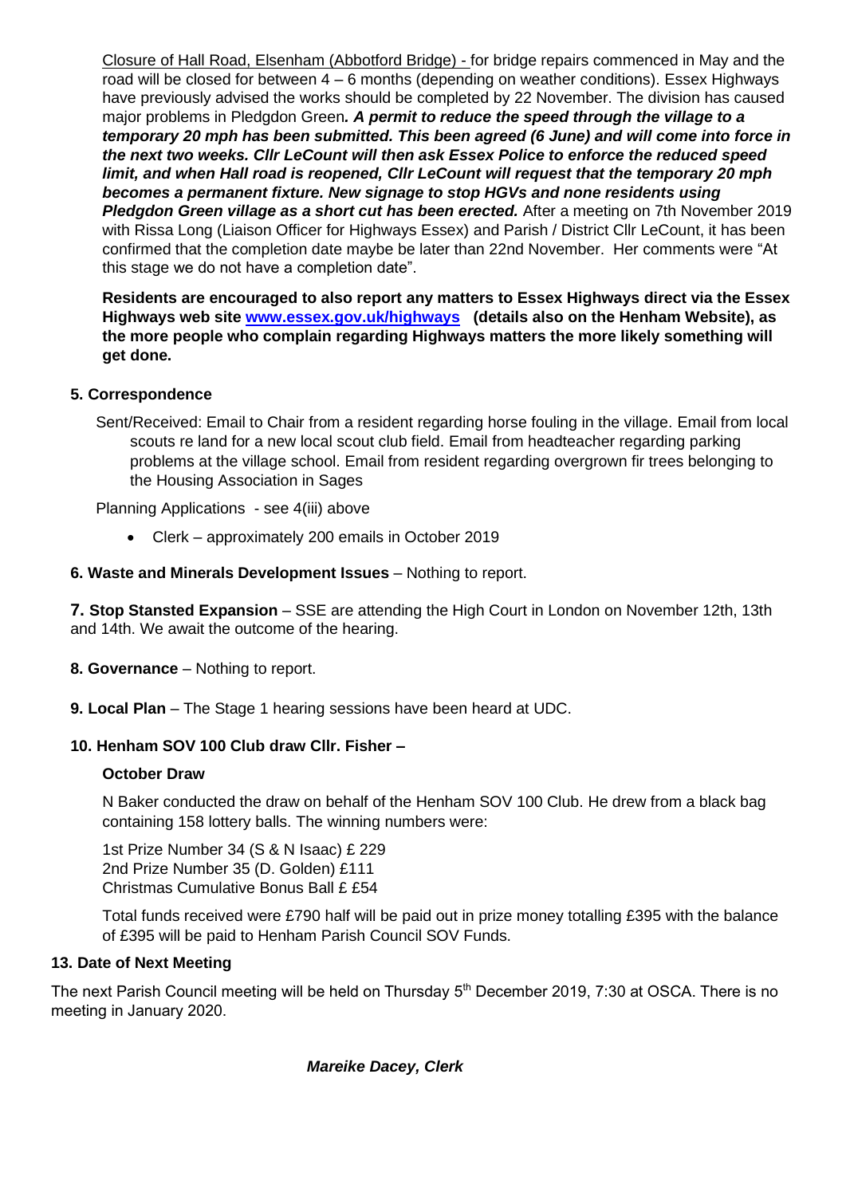Closure of Hall Road, Elsenham (Abbotford Bridge) - for bridge repairs commenced in May and the road will be closed for between 4 – 6 months (depending on weather conditions). Essex Highways have previously advised the works should be completed by 22 November. The division has caused major problems in Pledgdon Green***. A permit to reduce the speed through the village to a temporary 20 mph has been submitted. This been agreed (6 June) and will come into force in the next two weeks. Cllr LeCount will then ask Essex Police to enforce the reduced speed limit, and when Hall road is reopened, Cllr LeCount will request that the temporary 20 mph becomes a permanent fixture. New signage to stop HGVs and none residents using Pledgdon Green village as a short cut has been erected.*** After a meeting on 7th November 2019 with Rissa Long (Liaison Officer for Highways Essex) and Parish / District Cllr LeCount, it has been confirmed that the completion date maybe be later than 22nd November. Her comments were "At this stage we do not have a completion date".

**Residents are encouraged to also report any matters to Essex Highways direct via the Essex Highways web site [www.essex.gov.uk/highways](www.essex.gov.uk/highways) (details also on the Henham Website), as the more people who complain regarding Highways matters the more likely something will get done.**

**5. Correspondence**

Sent/Received: Email to Chair from a resident regarding horse fouling in the village. Email from local scouts re land for a new local scout club field. Email from headteacher regarding parking problems at the village school. Email from resident regarding overgrown fir trees belonging to the Housing Association in Sages

Planning Applications - see 4(iii) above

- Clerk – approximately 200 emails in October 2019

**6. Waste and Minerals Development Issues** – Nothing to report.

**7. Stop Stansted Expansion** – SSE are attending the High Court in London on November 12th, 13th and 14th. We await the outcome of the hearing.

**8. Governance** – Nothing to report.

**9. Local Plan** – The Stage 1 hearing sessions have been heard at UDC.

**10. Henham SOV 100 Club draw Cllr. Fisher –**

**October Draw**

N Baker conducted the draw on behalf of the Henham SOV 100 Club. He drew from a black bag containing 158 lottery balls. The winning numbers were:

1st Prize Number 34 (S & N Isaac) £ 229
2nd Prize Number 35 (D. Golden) £111
Christmas Cumulative Bonus Ball £ £54

Total funds received were £790 half will be paid out in prize money totalling £395 with the balance of £395 will be paid to Henham Parish Council SOV Funds.

**13. Date of Next Meeting**

The next Parish Council meeting will be held on Thursday 5th December 2019, 7:30 at OSCA. There is no meeting in January 2020.

***Mareike Dacey, Clerk***